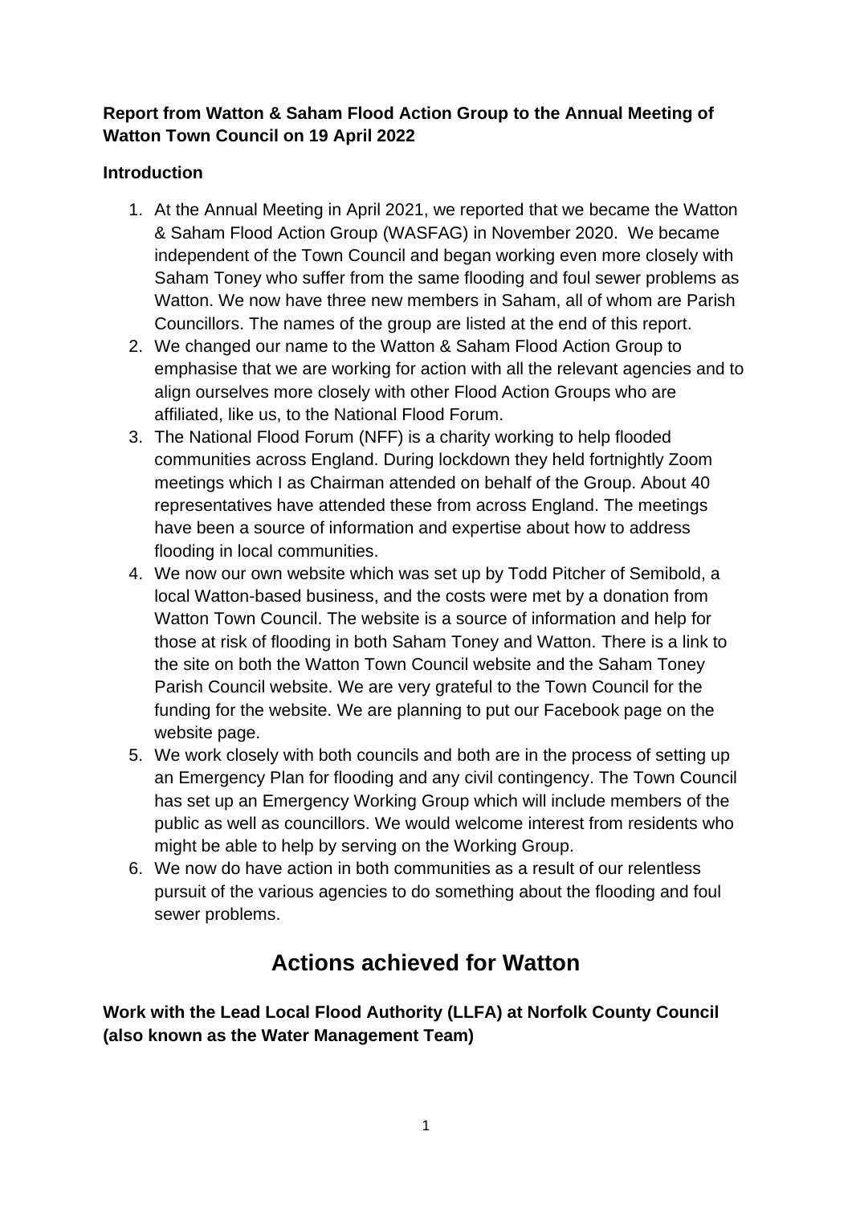**Report from Watton & Saham Flood Action Group to the Annual Meeting of Watton Town Council on 19 April 2022**

**Introduction**

1. At the Annual Meeting in April 2021, we reported that we became the Watton & Saham Flood Action Group (WASFAG) in November 2020. We became independent of the Town Council and began working even more closely with Saham Toney who suffer from the same flooding and foul sewer problems as Watton. We now have three new members in Saham, all of whom are Parish Councillors. The names of the group are listed at the end of this report.
2. We changed our name to the Watton & Saham Flood Action Group to emphasise that we are working for action with all the relevant agencies and to align ourselves more closely with other Flood Action Groups who are affiliated, like us, to the National Flood Forum.
3. The National Flood Forum (NFF) is a charity working to help flooded communities across England. During lockdown they held fortnightly Zoom meetings which I as Chairman attended on behalf of the Group. About 40 representatives have attended these from across England. The meetings have been a source of information and expertise about how to address flooding in local communities.
4. We now our own website which was set up by Todd Pitcher of Semibold, a local Watton-based business, and the costs were met by a donation from Watton Town Council. The website is a source of information and help for those at risk of flooding in both Saham Toney and Watton. There is a link to the site on both the Watton Town Council website and the Saham Toney Parish Council website. We are very grateful to the Town Council for the funding for the website. We are planning to put our Facebook page on the website page.
5. We work closely with both councils and both are in the process of setting up an Emergency Plan for flooding and any civil contingency. The Town Council has set up an Emergency Working Group which will include members of the public as well as councillors. We would welcome interest from residents who might be able to help by serving on the Working Group.
6. We now do have action in both communities as a result of our relentless pursuit of the various agencies to do something about the flooding and foul sewer problems.

## Actions achieved for Watton

**Work with the Lead Local Flood Authority (LLFA) at Norfolk County Council (also known as the Water Management Team)**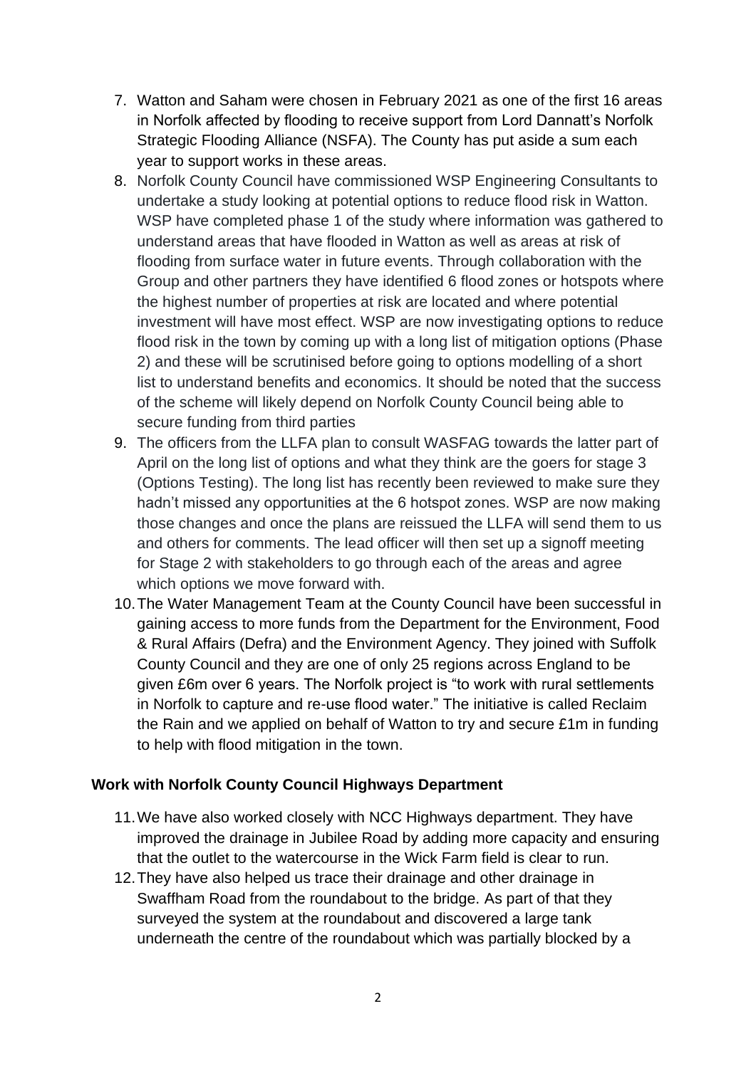7. Watton and Saham were chosen in February 2021 as one of the first 16 areas in Norfolk affected by flooding to receive support from Lord Dannatt's Norfolk Strategic Flooding Alliance (NSFA). The County has put aside a sum each year to support works in these areas.
8. Norfolk County Council have commissioned WSP Engineering Consultants to undertake a study looking at potential options to reduce flood risk in Watton. WSP have completed phase 1 of the study where information was gathered to understand areas that have flooded in Watton as well as areas at risk of flooding from surface water in future events. Through collaboration with the Group and other partners they have identified 6 flood zones or hotspots where the highest number of properties at risk are located and where potential investment will have most effect. WSP are now investigating options to reduce flood risk in the town by coming up with a long list of mitigation options (Phase 2) and these will be scrutinised before going to options modelling of a short list to understand benefits and economics. It should be noted that the success of the scheme will likely depend on Norfolk County Council being able to secure funding from third parties
9. The officers from the LLFA plan to consult WASFAG towards the latter part of April on the long list of options and what they think are the goers for stage 3 (Options Testing). The long list has recently been reviewed to make sure they hadn't missed any opportunities at the 6 hotspot zones. WSP are now making those changes and once the plans are reissued the LLFA will send them to us and others for comments. The lead officer will then set up a signoff meeting for Stage 2 with stakeholders to go through each of the areas and agree which options we move forward with.
10. The Water Management Team at the County Council have been successful in gaining access to more funds from the Department for the Environment, Food & Rural Affairs (Defra) and the Environment Agency. They joined with Suffolk County Council and they are one of only 25 regions across England to be given £6m over 6 years. The Norfolk project is "to work with rural settlements in Norfolk to capture and re-use flood water." The initiative is called Reclaim the Rain and we applied on behalf of Watton to try and secure £1m in funding to help with flood mitigation in the town.

### Work with Norfolk County Council Highways Department

11. We have also worked closely with NCC Highways department. They have improved the drainage in Jubilee Road by adding more capacity and ensuring that the outlet to the watercourse in the Wick Farm field is clear to run.
12. They have also helped us trace their drainage and other drainage in Swaffham Road from the roundabout to the bridge. As part of that they surveyed the system at the roundabout and discovered a large tank underneath the centre of the roundabout which was partially blocked by a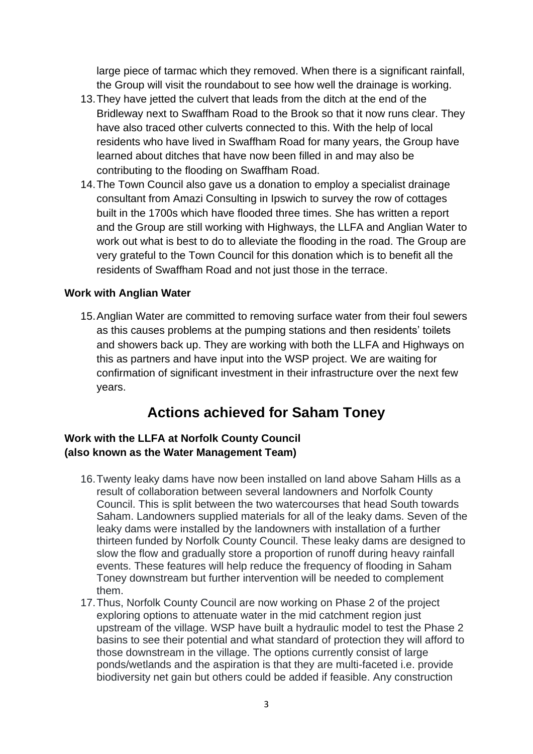large piece of tarmac which they removed. When there is a significant rainfall, the Group will visit the roundabout to see how well the drainage is working.

13. They have jetted the culvert that leads from the ditch at the end of the Bridleway next to Swaffham Road to the Brook so that it now runs clear. They have also traced other culverts connected to this. With the help of local residents who have lived in Swaffham Road for many years, the Group have learned about ditches that have now been filled in and may also be contributing to the flooding on Swaffham Road.
14. The Town Council also gave us a donation to employ a specialist drainage consultant from Amazi Consulting in Ipswich to survey the row of cottages built in the 1700s which have flooded three times. She has written a report and the Group are still working with Highways, the LLFA and Anglian Water to work out what is best to do to alleviate the flooding in the road. The Group are very grateful to the Town Council for this donation which is to benefit all the residents of Swaffham Road and not just those in the terrace.

**Work with Anglian Water**

15. Anglian Water are committed to removing surface water from their foul sewers as this causes problems at the pumping stations and then residents' toilets and showers back up. They are working with both the LLFA and Highways on this as partners and have input into the WSP project. We are waiting for confirmation of significant investment in their infrastructure over the next few years.

## Actions achieved for Saham Toney

**Work with the LLFA at Norfolk County Council (also known as the Water Management Team)**

16. Twenty leaky dams have now been installed on land above Saham Hills as a result of collaboration between several landowners and Norfolk County Council. This is split between the two watercourses that head South towards Saham. Landowners supplied materials for all of the leaky dams. Seven of the leaky dams were installed by the landowners with installation of a further thirteen funded by Norfolk County Council. These leaky dams are designed to slow the flow and gradually store a proportion of runoff during heavy rainfall events. These features will help reduce the frequency of flooding in Saham Toney downstream but further intervention will be needed to complement them.
17. Thus, Norfolk County Council are now working on Phase 2 of the project exploring options to attenuate water in the mid catchment region just upstream of the village. WSP have built a hydraulic model to test the Phase 2 basins to see their potential and what standard of protection they will afford to those downstream in the village. The options currently consist of large ponds/wetlands and the aspiration is that they are multi-faceted i.e. provide biodiversity net gain but others could be added if feasible. Any construction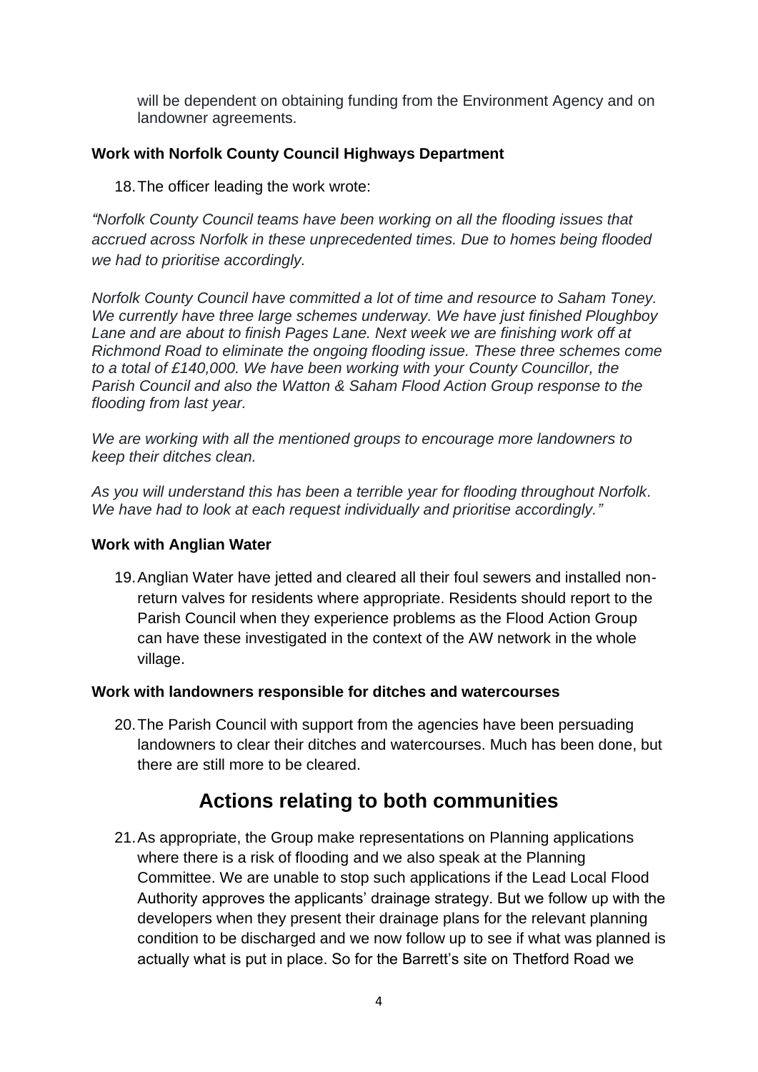will be dependent on obtaining funding from the Environment Agency and on landowner agreements.

### Work with Norfolk County Council Highways Department

18. The officer leading the work wrote:

*"Norfolk County Council teams have been working on all the flooding issues that accrued across Norfolk in these unprecedented times. Due to homes being flooded we had to prioritise accordingly.*

*Norfolk County Council have committed a lot of time and resource to Saham Toney. We currently have three large schemes underway. We have just finished Ploughboy Lane and are about to finish Pages Lane. Next week we are finishing work off at Richmond Road to eliminate the ongoing flooding issue. These three schemes come to a total of £140,000. We have been working with your County Councillor, the Parish Council and also the Watton & Saham Flood Action Group response to the flooding from last year.*

*We are working with all the mentioned groups to encourage more landowners to keep their ditches clean.*

*As you will understand this has been a terrible year for flooding throughout Norfolk. We have had to look at each request individually and prioritise accordingly."*

### Work with Anglian Water

19. Anglian Water have jetted and cleared all their foul sewers and installed non-return valves for residents where appropriate. Residents should report to the Parish Council when they experience problems as the Flood Action Group can have these investigated in the context of the AW network in the whole village.

### Work with landowners responsible for ditches and watercourses

20. The Parish Council with support from the agencies have been persuading landowners to clear their ditches and watercourses. Much has been done, but there are still more to be cleared.

## Actions relating to both communities

21. As appropriate, the Group make representations on Planning applications where there is a risk of flooding and we also speak at the Planning Committee. We are unable to stop such applications if the Lead Local Flood Authority approves the applicants' drainage strategy. But we follow up with the developers when they present their drainage plans for the relevant planning condition to be discharged and we now follow up to see if what was planned is actually what is put in place. So for the Barrett's site on Thetford Road we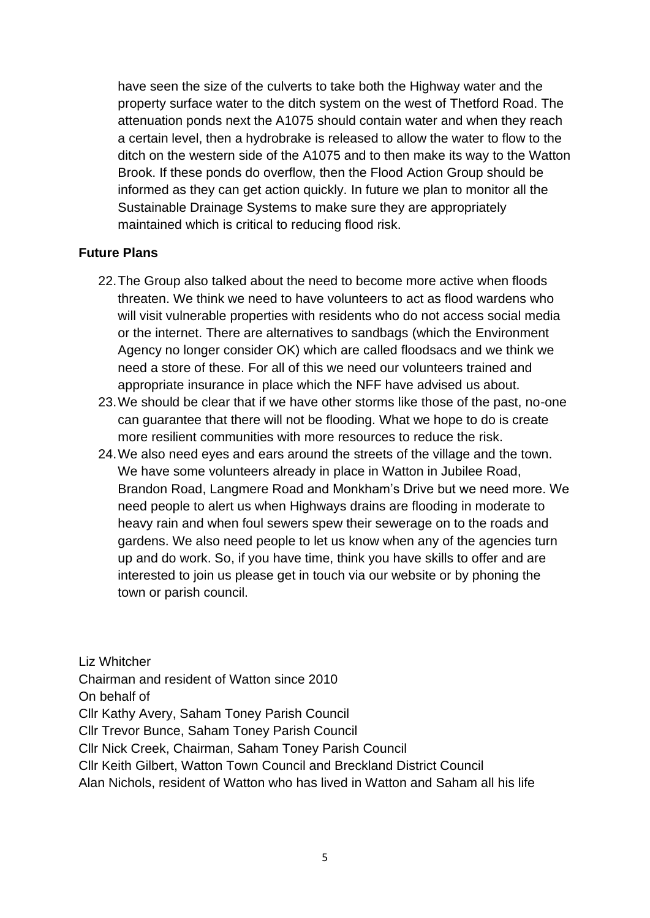have seen the size of the culverts to take both the Highway water and the property surface water to the ditch system on the west of Thetford Road. The attenuation ponds next the A1075 should contain water and when they reach a certain level, then a hydrobrake is released to allow the water to flow to the ditch on the western side of the A1075 and to then make its way to the Watton Brook. If these ponds do overflow, then the Flood Action Group should be informed as they can get action quickly. In future we plan to monitor all the Sustainable Drainage Systems to make sure they are appropriately maintained which is critical to reducing flood risk.

**Future Plans**

22. The Group also talked about the need to become more active when floods threaten. We think we need to have volunteers to act as flood wardens who will visit vulnerable properties with residents who do not access social media or the internet. There are alternatives to sandbags (which the Environment Agency no longer consider OK) which are called floodsacs and we think we need a store of these. For all of this we need our volunteers trained and appropriate insurance in place which the NFF have advised us about.
23. We should be clear that if we have other storms like those of the past, no-one can guarantee that there will not be flooding. What we hope to do is create more resilient communities with more resources to reduce the risk.
24. We also need eyes and ears around the streets of the village and the town. We have some volunteers already in place in Watton in Jubilee Road, Brandon Road, Langmere Road and Monkham's Drive but we need more. We need people to alert us when Highways drains are flooding in moderate to heavy rain and when foul sewers spew their sewerage on to the roads and gardens. We also need people to let us know when any of the agencies turn up and do work. So, if you have time, think you have skills to offer and are interested to join us please get in touch via our website or by phoning the town or parish council.

Liz Whitcher
Chairman and resident of Watton since 2010
On behalf of
Cllr Kathy Avery, Saham Toney Parish Council
Cllr Trevor Bunce, Saham Toney Parish Council
Cllr Nick Creek, Chairman, Saham Toney Parish Council
Cllr Keith Gilbert, Watton Town Council and Breckland District Council
Alan Nichols, resident of Watton who has lived in Watton and Saham all his life